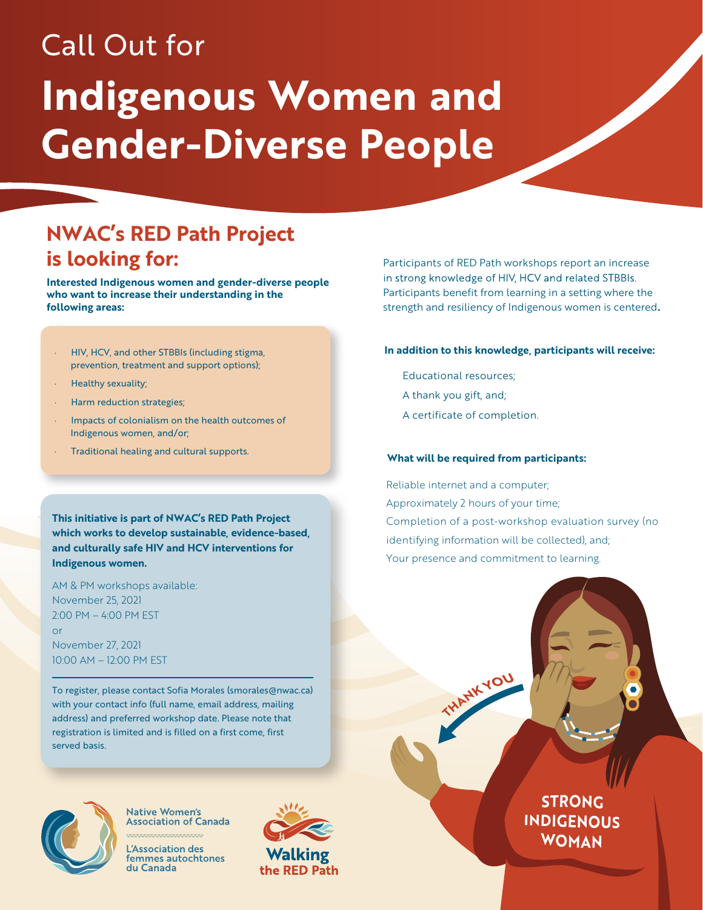Call Out for

# Indigenous Women and Gender-Diverse People

## NWAC's RED Path Project is looking for:

**Interested Indigenous women and gender-diverse people who want to increase their understanding in the following areas:**

- HIV, HCV, and other STBBIs (including stigma, prevention, treatment and support options);
- Healthy sexuality;
- Harm reduction strategies;
- Impacts of colonialism on the health outcomes of Indigenous women, and/or;
- Traditional healing and cultural supports.

**This initiative is part of NWAC's RED Path Project which works to develop sustainable, evidence-based, and culturally safe HIV and HCV interventions for Indigenous women.**

AM & PM workshops available:
November 25, 2021
2:00 PM – 4:00 PM EST
or
November 27, 2021
10:00 AM – 12:00 PM EST

To register, please contact Sofia Morales (smorales@nwac.ca) with your contact info (full name, email address, mailing address) and preferred workshop date. Please note that registration is limited and is filled on a first come, first served basis.

Participants of RED Path workshops report an increase in strong knowledge of HIV, HCV and related STBBIs. Participants benefit from learning in a setting where the strength and resiliency of Indigenous women is centered.

**In addition to this knowledge, participants will receive:**

- Educational resources;
- A thank you gift, and;
- A certificate of completion.

**What will be required from participants:**

- Reliable internet and a computer;
- Approximately 2 hours of your time;
- Completion of a post-workshop evaluation survey (no identifying information will be collected), and;
- Your presence and commitment to learning.

THANK YOU

STRONG INDIGENOUS WOMAN

Native Women's Association of Canada

L'Association des femmes autochtones du Canada

Walking the RED Path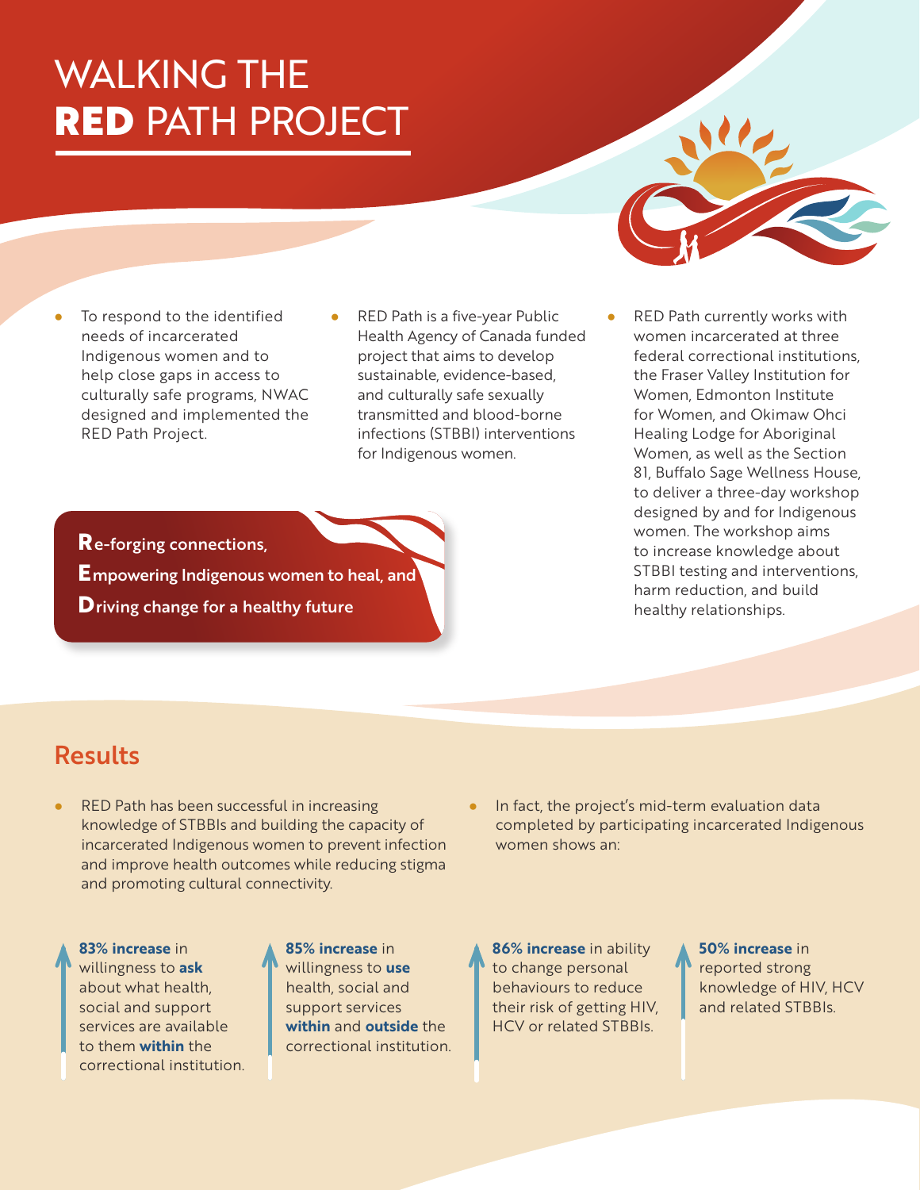# WALKING THE **RED** PATH PROJECT

- To respond to the identified needs of incarcerated Indigenous women and to help close gaps in access to culturally safe programs, NWAC designed and implemented the RED Path Project.
- RED Path is a five-year Public Health Agency of Canada funded project that aims to develop sustainable, evidence-based, and culturally safe sexually transmitted and blood-borne infections (STBBI) interventions for Indigenous women.
- RED Path currently works with women incarcerated at three federal correctional institutions, the Fraser Valley Institution for Women, Edmonton Institute for Women, and Okimaw Ohci Healing Lodge for Aboriginal Women, as well as the Section 81, Buffalo Sage Wellness House, to deliver a three-day workshop designed by and for Indigenous women. The workshop aims to increase knowledge about STBBI testing and interventions, harm reduction, and build healthy relationships.

**R**e-forging connections,
**E**mpowering Indigenous women to heal, and
**D**riving change for a healthy future

## Results

- RED Path has been successful in increasing knowledge of STBBIs and building the capacity of incarcerated Indigenous women to prevent infection and improve health outcomes while reducing stigma and promoting cultural connectivity.
- In fact, the project's mid-term evaluation data completed by participating incarcerated Indigenous women shows an:

**83% increase** in willingness to **ask** about what health, social and support services are available to them **within** the correctional institution.

**85% increase** in willingness to **use** health, social and support services **within** and **outside** the correctional institution.

**86% increase** in ability to change personal behaviours to reduce their risk of getting HIV, HCV or related STBBIs.

**50% increase** in reported strong knowledge of HIV, HCV and related STBBIs.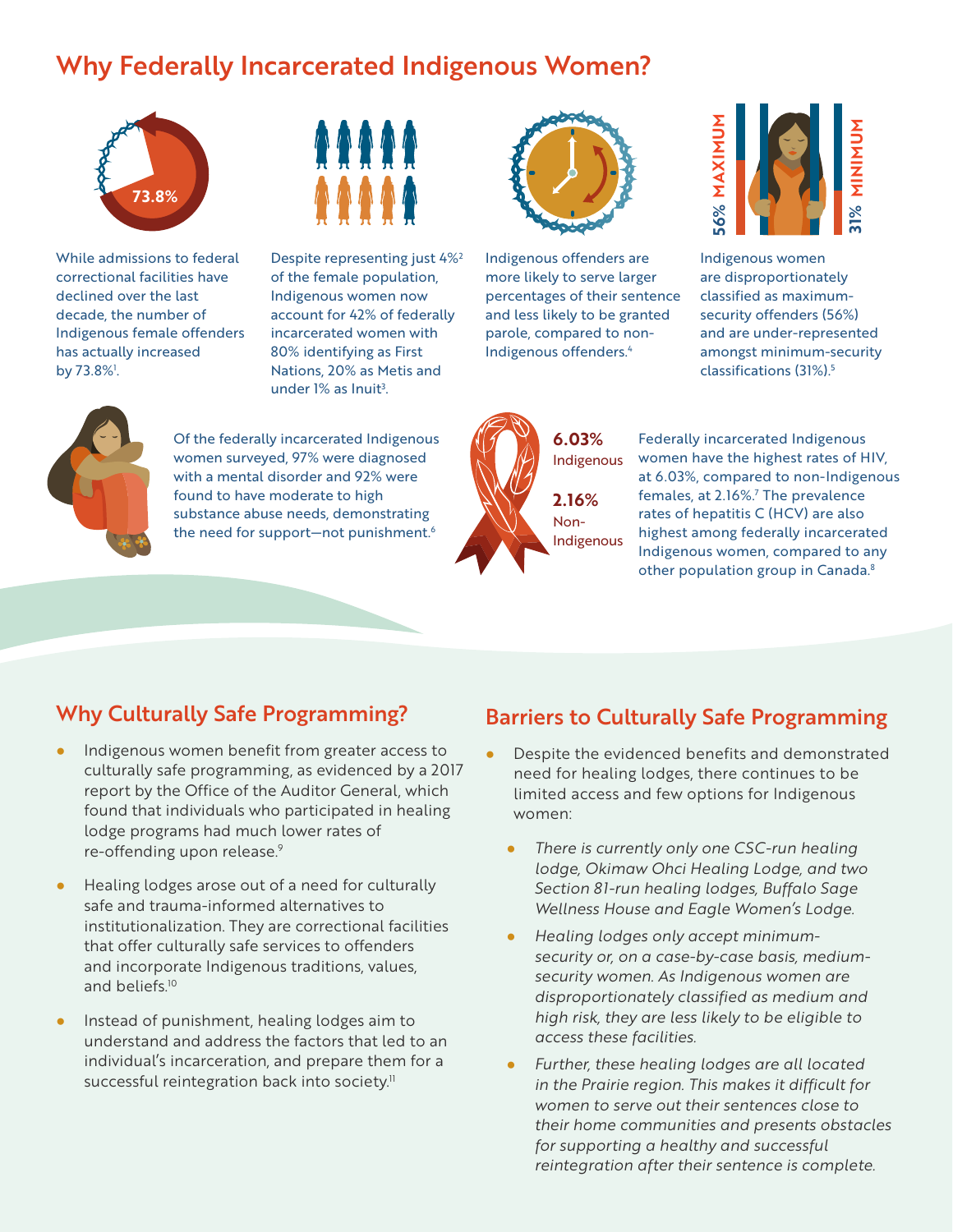## Why Federally Incarcerated Indigenous Women?

73.8%

While admissions to federal correctional facilities have declined over the last decade, the number of Indigenous female offenders has actually increased by 73.8%[1].

Despite representing just 4%[2] of the female population, Indigenous women now account for 42% of federally incarcerated women with 80% identifying as First Nations, 20% as Metis and under 1% as Inuit[3].

Indigenous offenders are more likely to serve larger percentages of their sentence and less likely to be granted parole, compared to non-Indigenous offenders.[4]

56% MAXIMUM

31% MINIMUM

Indigenous women are disproportionately classified as maximum-security offenders (56%) and are under-represented amongst minimum-security classifications (31%).[5]

Of the federally incarcerated Indigenous women surveyed, 97% were diagnosed with a mental disorder and 92% were found to have moderate to high substance abuse needs, demonstrating the need for support—not punishment.[6]

**6.03%** Indigenous

**2.16%** Non-Indigenous

Federally incarcerated Indigenous women have the highest rates of HIV, at 6.03%, compared to non-Indigenous females, at 2.16%.[7] The prevalence rates of hepatitis C (HCV) are also highest among federally incarcerated Indigenous women, compared to any other population group in Canada.[8]

## Why Culturally Safe Programming?

- Indigenous women benefit from greater access to culturally safe programming, as evidenced by a 2017 report by the Office of the Auditor General, which found that individuals who participated in healing lodge programs had much lower rates of re-offending upon release.[9]
- Healing lodges arose out of a need for culturally safe and trauma-informed alternatives to institutionalization. They are correctional facilities that offer culturally safe services to offenders and incorporate Indigenous traditions, values, and beliefs.[10]
- Instead of punishment, healing lodges aim to understand and address the factors that led to an individual's incarceration, and prepare them for a successful reintegration back into society.[11]

## Barriers to Culturally Safe Programming

- Despite the evidenced benefits and demonstrated need for healing lodges, there continues to be limited access and few options for Indigenous women:
  - *There is currently only one CSC-run healing lodge, Okimaw Ohci Healing Lodge, and two Section 81-run healing lodges, Buffalo Sage Wellness House and Eagle Women's Lodge.*
  - *Healing lodges only accept minimum-security or, on a case-by-case basis, medium-security women. As Indigenous women are disproportionately classified as medium and high risk, they are less likely to be eligible to access these facilities.*
  - *Further, these healing lodges are all located in the Prairie region. This makes it difficult for women to serve out their sentences close to their home communities and presents obstacles for supporting a healthy and successful reintegration after their sentence is complete.*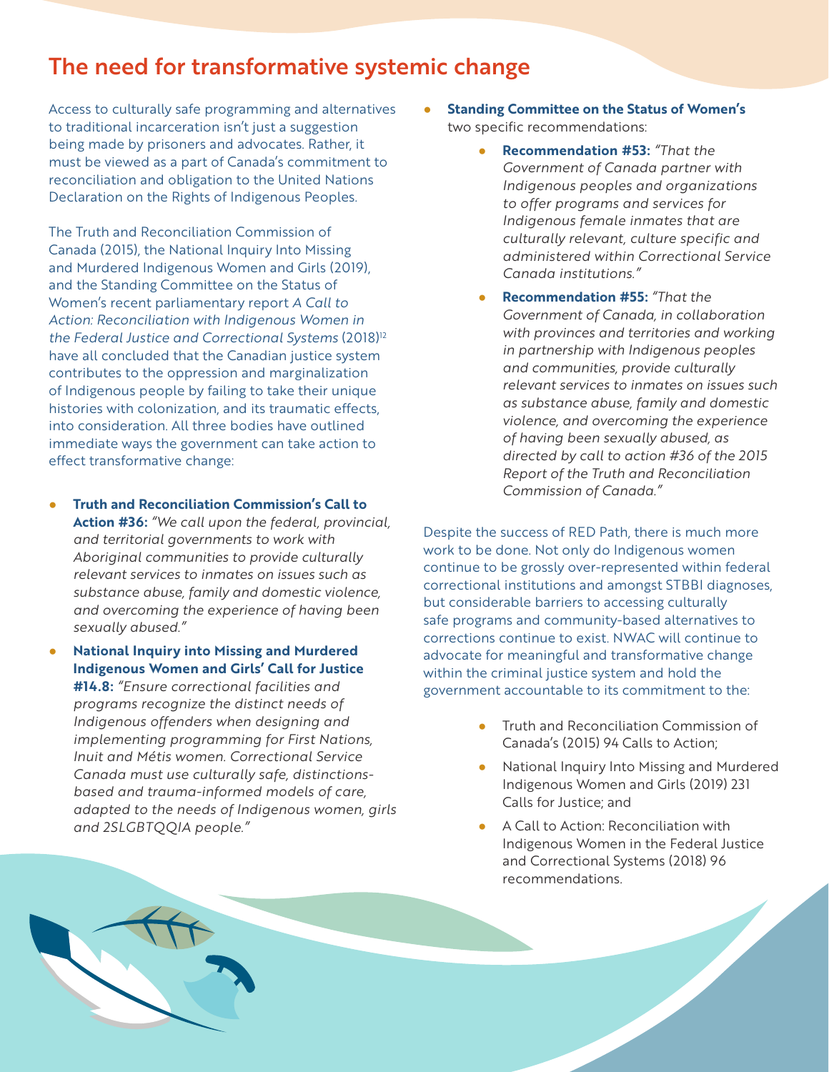## The need for transformative systemic change

Access to culturally safe programming and alternatives to traditional incarceration isn't just a suggestion being made by prisoners and advocates. Rather, it must be viewed as a part of Canada's commitment to reconciliation and obligation to the United Nations Declaration on the Rights of Indigenous Peoples.

The Truth and Reconciliation Commission of Canada (2015), the National Inquiry Into Missing and Murdered Indigenous Women and Girls (2019), and the Standing Committee on the Status of Women's recent parliamentary report *A Call to Action: Reconciliation with Indigenous Women in the Federal Justice and Correctional Systems* (2018)[12] have all concluded that the Canadian justice system contributes to the oppression and marginalization of Indigenous people by failing to take their unique histories with colonization, and its traumatic effects, into consideration. All three bodies have outlined immediate ways the government can take action to effect transformative change:

- **Truth and Reconciliation Commission's Call to Action #36:** *"We call upon the federal, provincial, and territorial governments to work with Aboriginal communities to provide culturally relevant services to inmates on issues such as substance abuse, family and domestic violence, and overcoming the experience of having been sexually abused."*
- **National Inquiry into Missing and Murdered Indigenous Women and Girls' Call for Justice #14.8:** *"Ensure correctional facilities and programs recognize the distinct needs of Indigenous offenders when designing and implementing programming for First Nations, Inuit and Métis women. Correctional Service Canada must use culturally safe, distinctions-based and trauma-informed models of care, adapted to the needs of Indigenous women, girls and 2SLGBTQQIA people."*
- **Standing Committee on the Status of Women's** two specific recommendations:
    - **Recommendation #53:** *"That the Government of Canada partner with Indigenous peoples and organizations to offer programs and services for Indigenous female inmates that are culturally relevant, culture specific and administered within Correctional Service Canada institutions."*
    - **Recommendation #55:** *"That the Government of Canada, in collaboration with provinces and territories and working in partnership with Indigenous peoples and communities, provide culturally relevant services to inmates on issues such as substance abuse, family and domestic violence, and overcoming the experience of having been sexually abused, as directed by call to action #36 of the 2015 Report of the Truth and Reconciliation Commission of Canada."*

Despite the success of RED Path, there is much more work to be done. Not only do Indigenous women continue to be grossly over-represented within federal correctional institutions and amongst STBBI diagnoses, but considerable barriers to accessing culturally safe programs and community-based alternatives to corrections continue to exist. NWAC will continue to advocate for meaningful and transformative change within the criminal justice system and hold the government accountable to its commitment to the:

- Truth and Reconciliation Commission of Canada's (2015) 94 Calls to Action;
- National Inquiry Into Missing and Murdered Indigenous Women and Girls (2019) 231 Calls for Justice; and
- A Call to Action: Reconciliation with Indigenous Women in the Federal Justice and Correctional Systems (2018) 96 recommendations.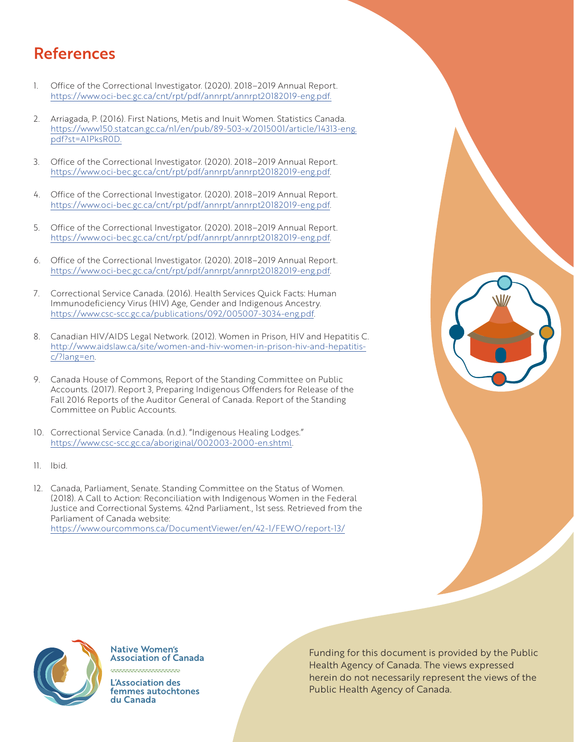## References

1. Office of the Correctional Investigator. (2020). 2018–2019 Annual Report. https://www.oci-bec.gc.ca/cnt/rpt/pdf/annrpt/annrpt20182019-eng.pdf.
2. Arriagada, P. (2016). First Nations, Metis and Inuit Women. Statistics Canada. https://www150.statcan.gc.ca/n1/en/pub/89-503-x/2015001/article/14313-eng.pdf?st=A1PksR0D.
3. Office of the Correctional Investigator. (2020). 2018–2019 Annual Report. https://www.oci-bec.gc.ca/cnt/rpt/pdf/annrpt/annrpt20182019-eng.pdf.
4. Office of the Correctional Investigator. (2020). 2018–2019 Annual Report. https://www.oci-bec.gc.ca/cnt/rpt/pdf/annrpt/annrpt20182019-eng.pdf.
5. Office of the Correctional Investigator. (2020). 2018–2019 Annual Report. https://www.oci-bec.gc.ca/cnt/rpt/pdf/annrpt/annrpt20182019-eng.pdf.
6. Office of the Correctional Investigator. (2020). 2018–2019 Annual Report. https://www.oci-bec.gc.ca/cnt/rpt/pdf/annrpt/annrpt20182019-eng.pdf.
7. Correctional Service Canada. (2016). Health Services Quick Facts: Human Immunodeficiency Virus (HIV) Age, Gender and Indigenous Ancestry. https://www.csc-scc.gc.ca/publications/092/005007-3034-eng.pdf.
8. Canadian HIV/AIDS Legal Network. (2012). Women in Prison, HIV and Hepatitis C. http://www.aidslaw.ca/site/women-and-hiv-women-in-prison-hiv-and-hepatitis-c/?lang=en.
9. Canada House of Commons, Report of the Standing Committee on Public Accounts. (2017). Report 3, Preparing Indigenous Offenders for Release of the Fall 2016 Reports of the Auditor General of Canada. Report of the Standing Committee on Public Accounts.
10. Correctional Service Canada. (n.d.). "Indigenous Healing Lodges." https://www.csc-scc.gc.ca/aboriginal/002003-2000-en.shtml.
11. Ibid.
12. Canada, Parliament, Senate. Standing Committee on the Status of Women. (2018). A Call to Action: Reconciliation with Indigenous Women in the Federal Justice and Correctional Systems. 42nd Parliament., 1st sess. Retrieved from the Parliament of Canada website: https://www.ourcommons.ca/DocumentViewer/en/42-1/FEWO/report-13/

Native Women's Association of Canada

L'Association des femmes autochtones du Canada

Funding for this document is provided by the Public Health Agency of Canada. The views expressed herein do not necessarily represent the views of the Public Health Agency of Canada.